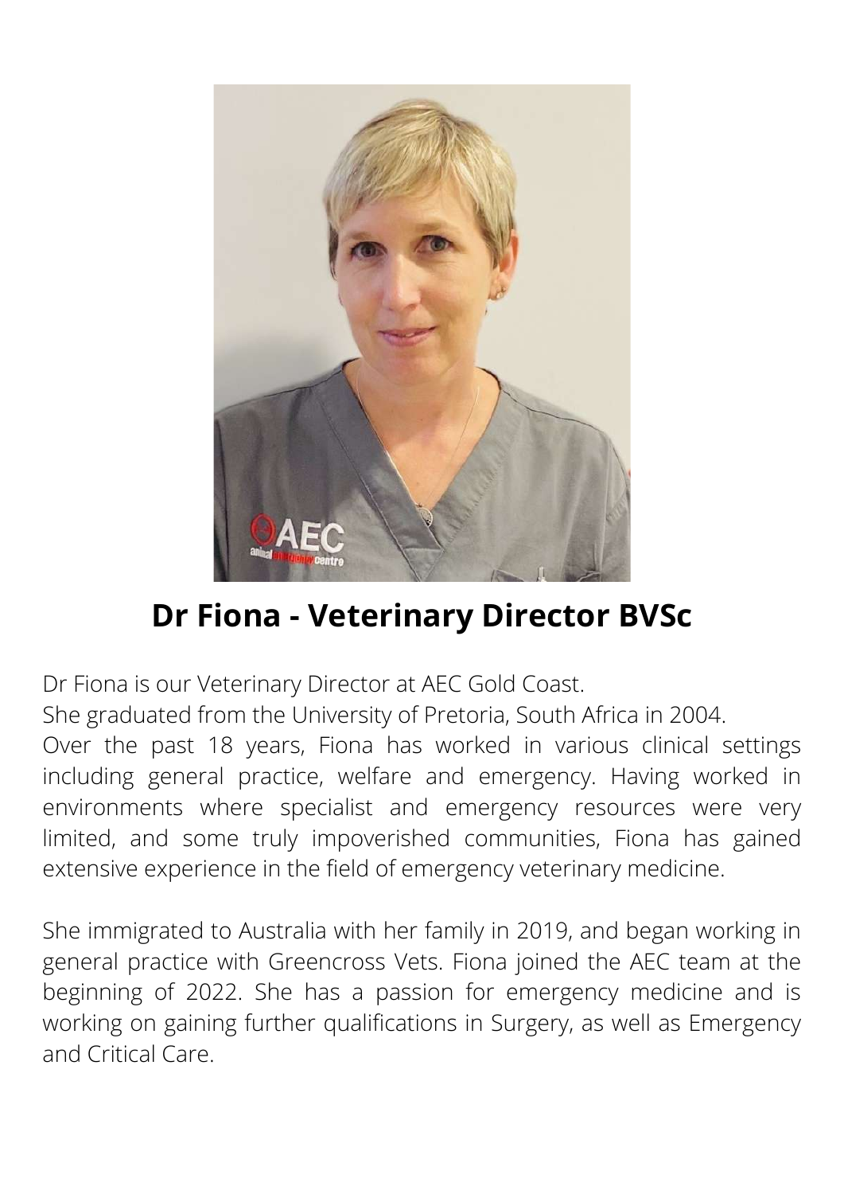# Dr Fiona - Veterinary Director BVSc

Dr Fiona is our Veterinary Director at AEC Gold Coast.
She graduated from the University of Pretoria, South Africa in 2004.
Over the past 18 years, Fiona has worked in various clinical settings including general practice, welfare and emergency. Having worked in environments where specialist and emergency resources were very limited, and some truly impoverished communities, Fiona has gained extensive experience in the field of emergency veterinary medicine.

She immigrated to Australia with her family in 2019, and began working in general practice with Greencross Vets. Fiona joined the AEC team at the beginning of 2022. She has a passion for emergency medicine and is working on gaining further qualifications in Surgery, as well as Emergency and Critical Care.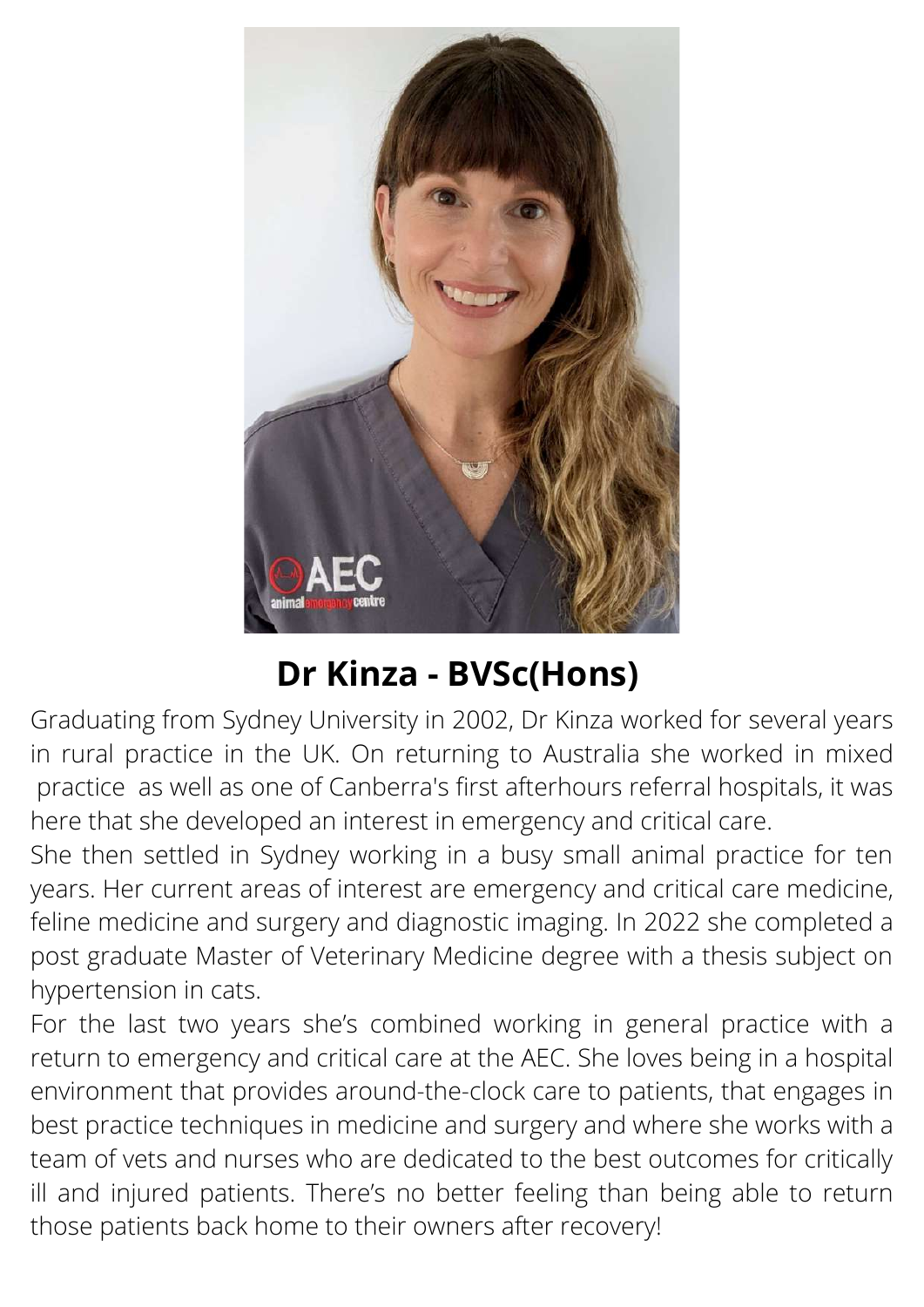## Dr Kinza - BVSc(Hons)

Graduating from Sydney University in 2002, Dr Kinza worked for several years in rural practice in the UK. On returning to Australia she worked in mixed practice as well as one of Canberra's first afterhours referral hospitals, it was here that she developed an interest in emergency and critical care.

She then settled in Sydney working in a busy small animal practice for ten years. Her current areas of interest are emergency and critical care medicine, feline medicine and surgery and diagnostic imaging. In 2022 she completed a post graduate Master of Veterinary Medicine degree with a thesis subject on hypertension in cats.

For the last two years she's combined working in general practice with a return to emergency and critical care at the AEC. She loves being in a hospital environment that provides around-the-clock care to patients, that engages in best practice techniques in medicine and surgery and where she works with a team of vets and nurses who are dedicated to the best outcomes for critically ill and injured patients. There's no better feeling than being able to return those patients back home to their owners after recovery!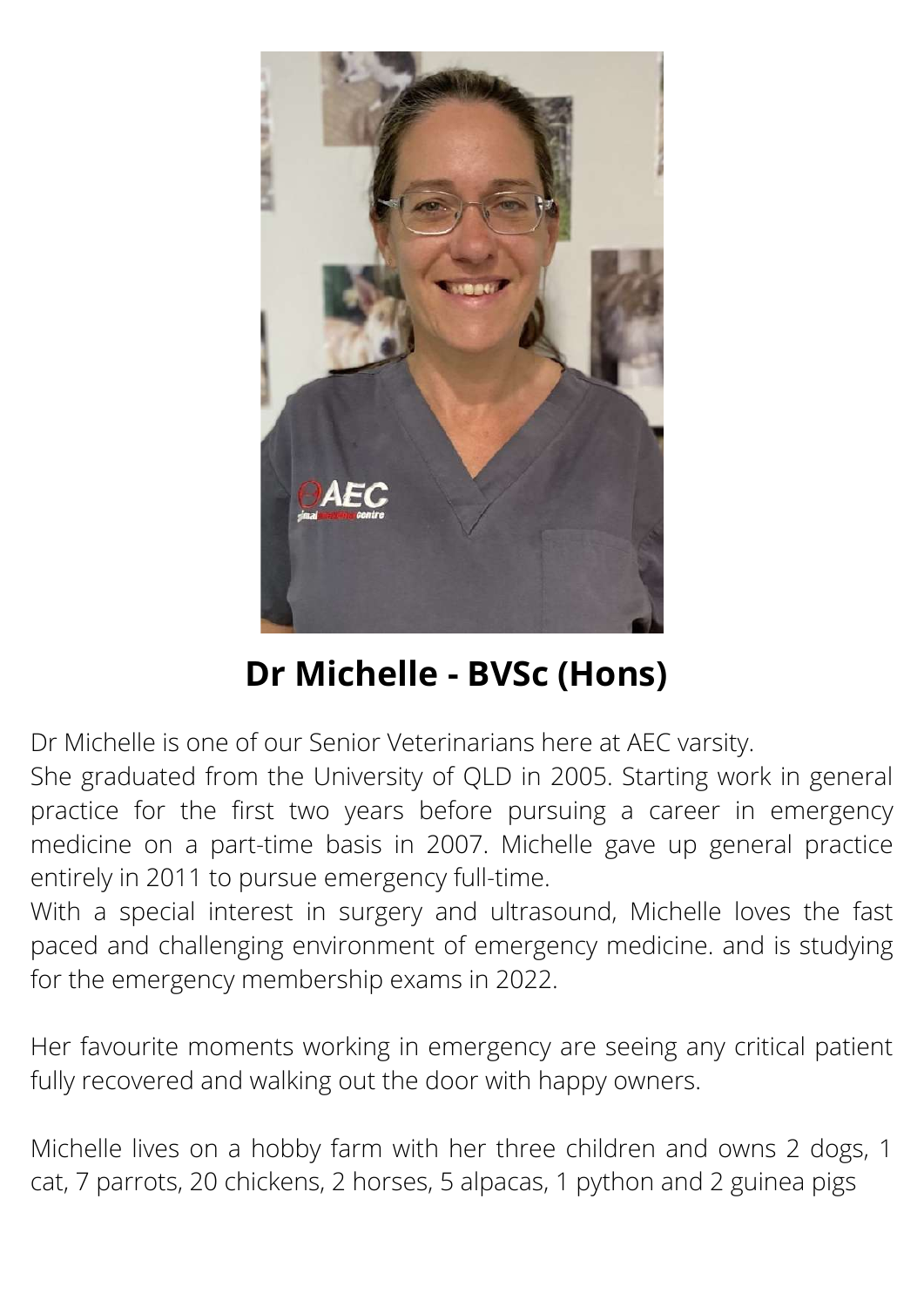## Dr Michelle - BVSc (Hons)

Dr Michelle is one of our Senior Veterinarians here at AEC varsity.
She graduated from the University of QLD in 2005. Starting work in general practice for the first two years before pursuing a career in emergency medicine on a part-time basis in 2007. Michelle gave up general practice entirely in 2011 to pursue emergency full-time.
With a special interest in surgery and ultrasound, Michelle loves the fast paced and challenging environment of emergency medicine. and is studying for the emergency membership exams in 2022.

Her favourite moments working in emergency are seeing any critical patient fully recovered and walking out the door with happy owners.

Michelle lives on a hobby farm with her three children and owns 2 dogs, 1 cat, 7 parrots, 20 chickens, 2 horses, 5 alpacas, 1 python and 2 guinea pigs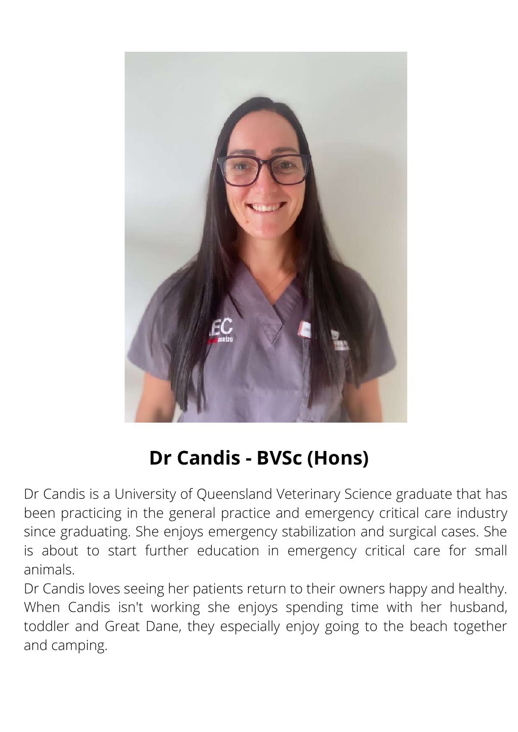## Dr Candis - BVSc (Hons)

Dr Candis is a University of Queensland Veterinary Science graduate that has been practicing in the general practice and emergency critical care industry since graduating. She enjoys emergency stabilization and surgical cases. She is about to start further education in emergency critical care for small animals.

Dr Candis loves seeing her patients return to their owners happy and healthy. When Candis isn't working she enjoys spending time with her husband, toddler and Great Dane, they especially enjoy going to the beach together and camping.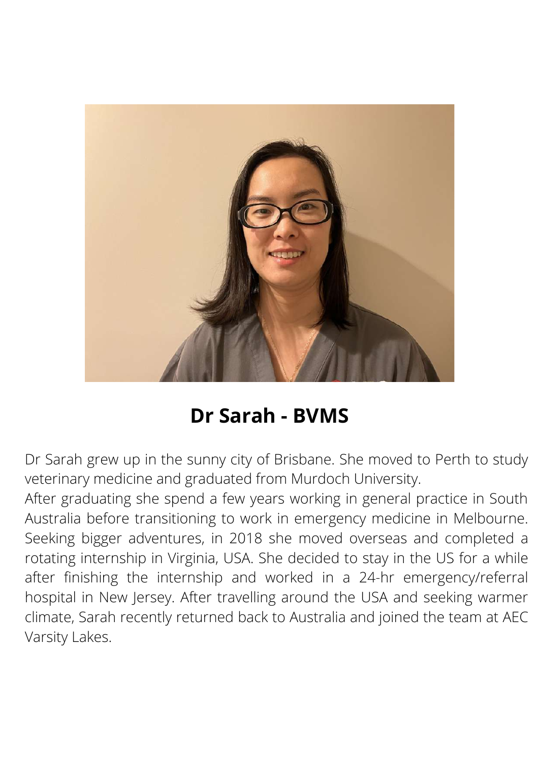## Dr Sarah - BVMS

Dr Sarah grew up in the sunny city of Brisbane. She moved to Perth to study veterinary medicine and graduated from Murdoch University.

After graduating she spend a few years working in general practice in South Australia before transitioning to work in emergency medicine in Melbourne. Seeking bigger adventures, in 2018 she moved overseas and completed a rotating internship in Virginia, USA. She decided to stay in the US for a while after finishing the internship and worked in a 24-hr emergency/referral hospital in New Jersey. After travelling around the USA and seeking warmer climate, Sarah recently returned back to Australia and joined the team at AEC Varsity Lakes.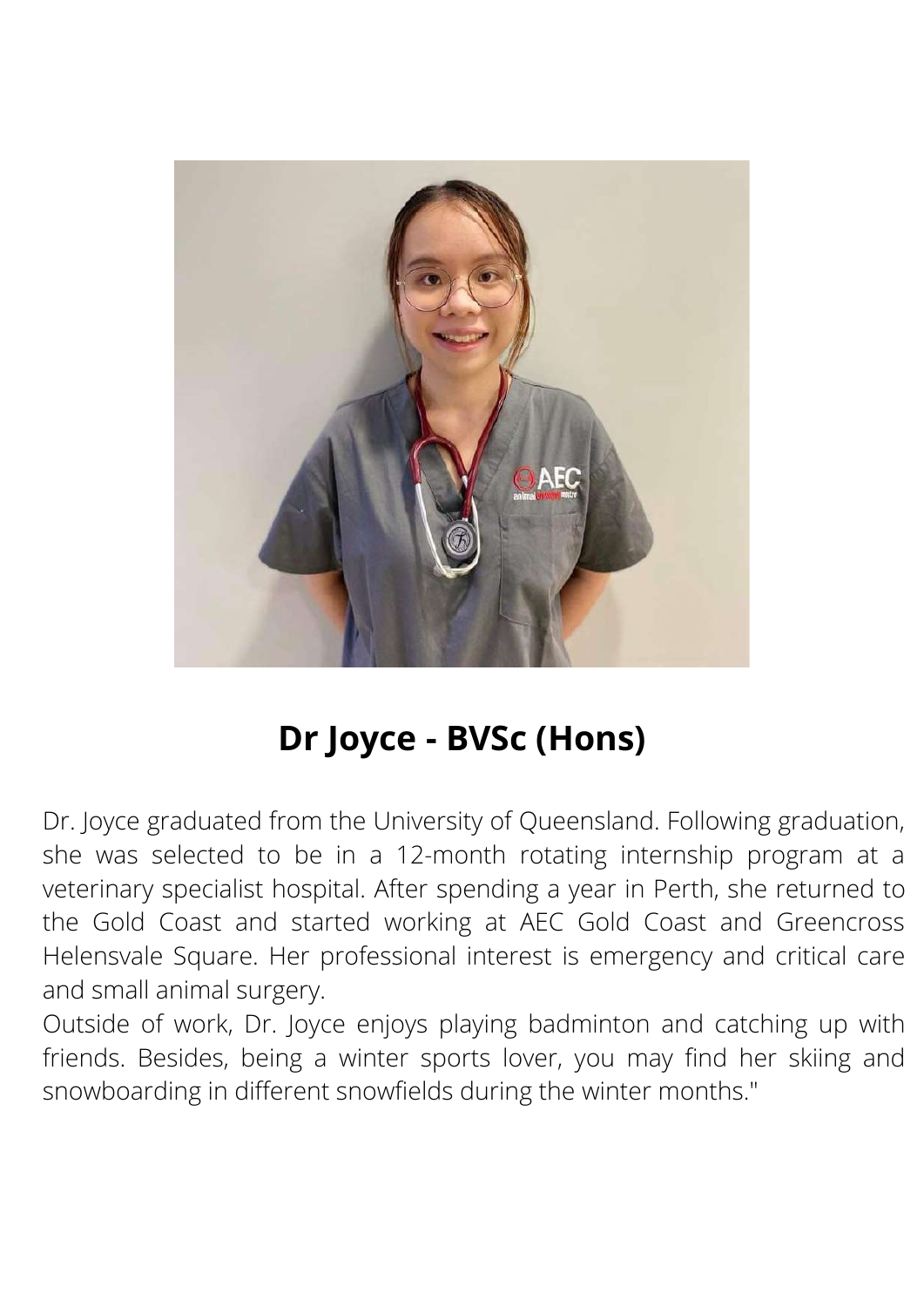## Dr Joyce - BVSc (Hons)

Dr. Joyce graduated from the University of Queensland. Following graduation, she was selected to be in a 12-month rotating internship program at a veterinary specialist hospital. After spending a year in Perth, she returned to the Gold Coast and started working at AEC Gold Coast and Greencross Helensvale Square. Her professional interest is emergency and critical care and small animal surgery.

Outside of work, Dr. Joyce enjoys playing badminton and catching up with friends. Besides, being a winter sports lover, you may find her skiing and snowboarding in different snowfields during the winter months."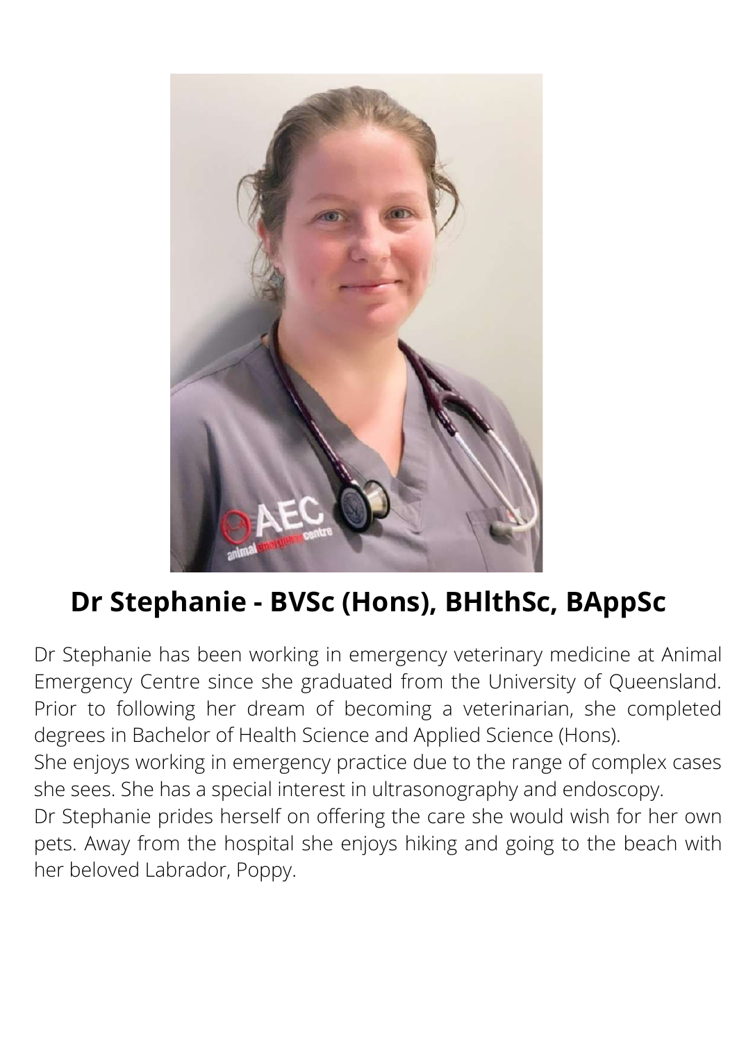## Dr Stephanie - BVSc (Hons), BHlthSc, BAppSc

Dr Stephanie has been working in emergency veterinary medicine at Animal Emergency Centre since she graduated from the University of Queensland. Prior to following her dream of becoming a veterinarian, she completed degrees in Bachelor of Health Science and Applied Science (Hons).

She enjoys working in emergency practice due to the range of complex cases she sees. She has a special interest in ultrasonography and endoscopy.

Dr Stephanie prides herself on offering the care she would wish for her own pets. Away from the hospital she enjoys hiking and going to the beach with her beloved Labrador, Poppy.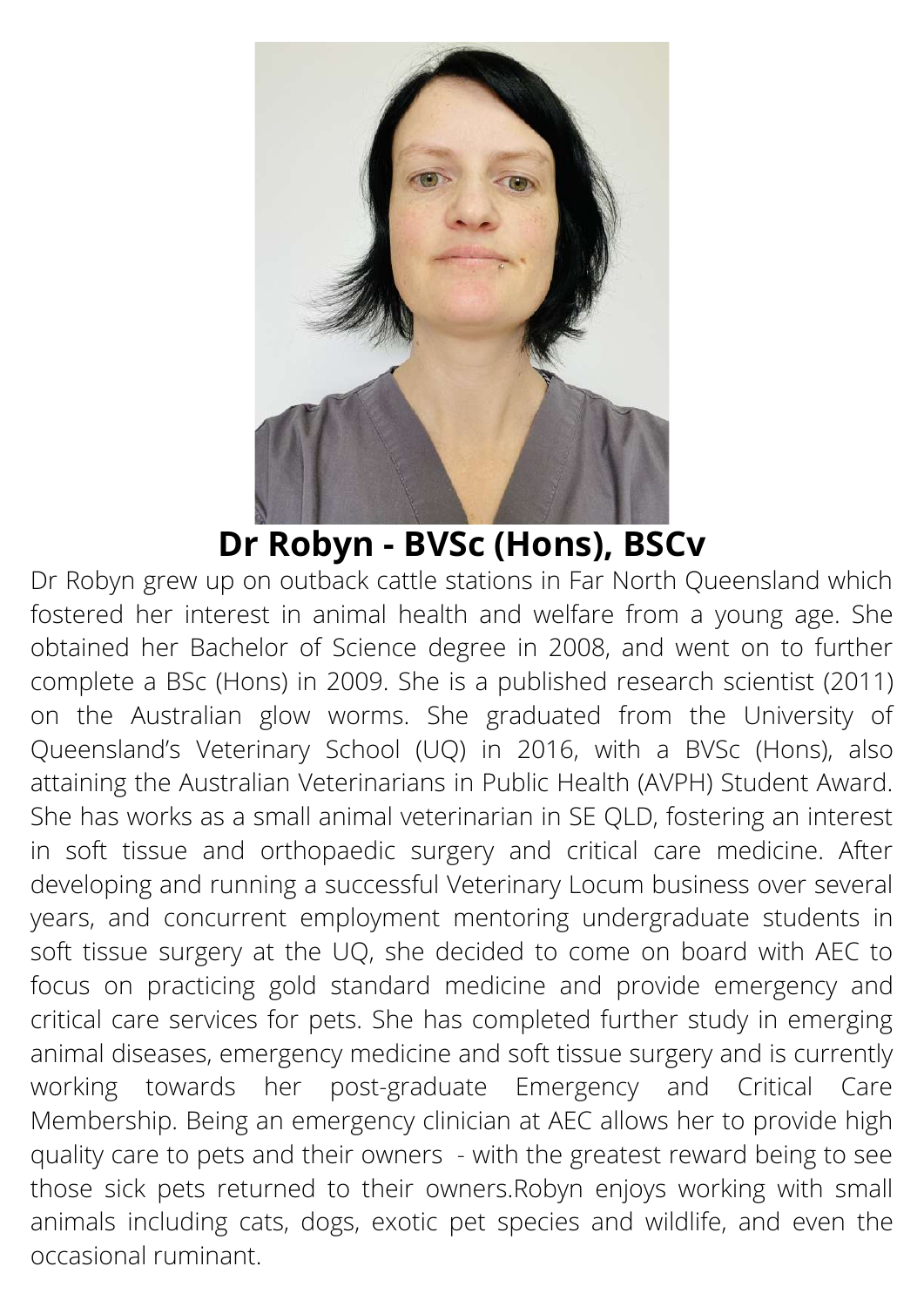# Dr Robyn - BVSc (Hons), BSCv

Dr Robyn grew up on outback cattle stations in Far North Queensland which fostered her interest in animal health and welfare from a young age. She obtained her Bachelor of Science degree in 2008, and went on to further complete a BSc (Hons) in 2009. She is a published research scientist (2011) on the Australian glow worms. She graduated from the University of Queensland's Veterinary School (UQ) in 2016, with a BVSc (Hons), also attaining the Australian Veterinarians in Public Health (AVPH) Student Award. She has works as a small animal veterinarian in SE QLD, fostering an interest in soft tissue and orthopaedic surgery and critical care medicine. After developing and running a successful Veterinary Locum business over several years, and concurrent employment mentoring undergraduate students in soft tissue surgery at the UQ, she decided to come on board with AEC to focus on practicing gold standard medicine and provide emergency and critical care services for pets. She has completed further study in emerging animal diseases, emergency medicine and soft tissue surgery and is currently working towards her post-graduate Emergency and Critical Care Membership. Being an emergency clinician at AEC allows her to provide high quality care to pets and their owners - with the greatest reward being to see those sick pets returned to their owners.Robyn enjoys working with small animals including cats, dogs, exotic pet species and wildlife, and even the occasional ruminant.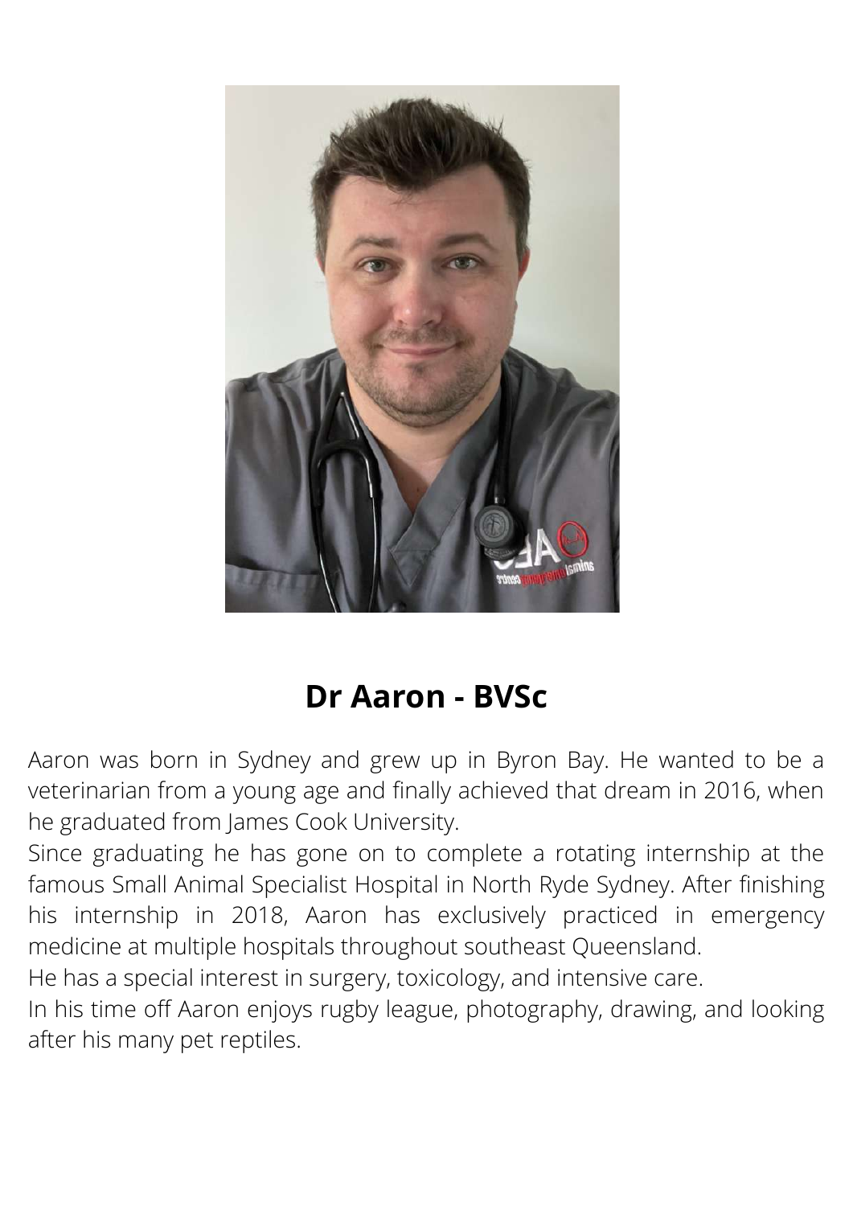## Dr Aaron - BVSc

Aaron was born in Sydney and grew up in Byron Bay. He wanted to be a veterinarian from a young age and finally achieved that dream in 2016, when he graduated from James Cook University.

Since graduating he has gone on to complete a rotating internship at the famous Small Animal Specialist Hospital in North Ryde Sydney. After finishing his internship in 2018, Aaron has exclusively practiced in emergency medicine at multiple hospitals throughout southeast Queensland.

He has a special interest in surgery, toxicology, and intensive care.

In his time off Aaron enjoys rugby league, photography, drawing, and looking after his many pet reptiles.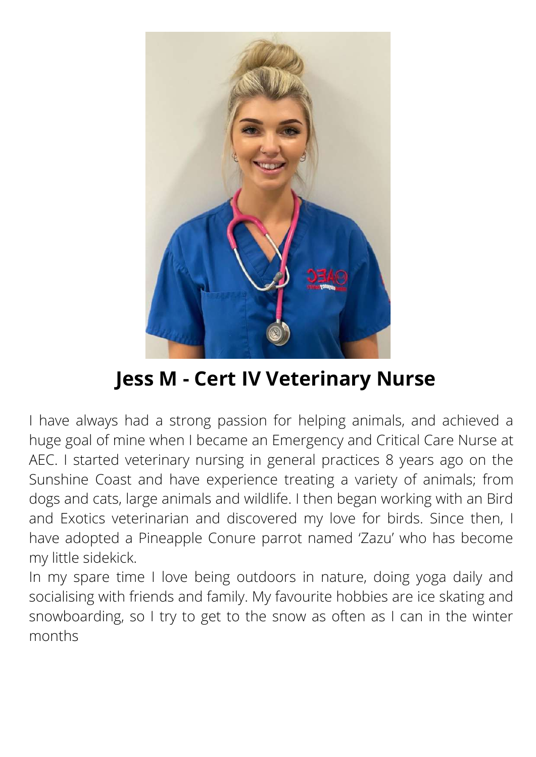## Jess M - Cert IV Veterinary Nurse

I have always had a strong passion for helping animals, and achieved a huge goal of mine when I became an Emergency and Critical Care Nurse at AEC. I started veterinary nursing in general practices 8 years ago on the Sunshine Coast and have experience treating a variety of animals; from dogs and cats, large animals and wildlife. I then began working with an Bird and Exotics veterinarian and discovered my love for birds. Since then, I have adopted a Pineapple Conure parrot named 'Zazu' who has become my little sidekick.

In my spare time I love being outdoors in nature, doing yoga daily and socialising with friends and family. My favourite hobbies are ice skating and snowboarding, so I try to get to the snow as often as I can in the winter months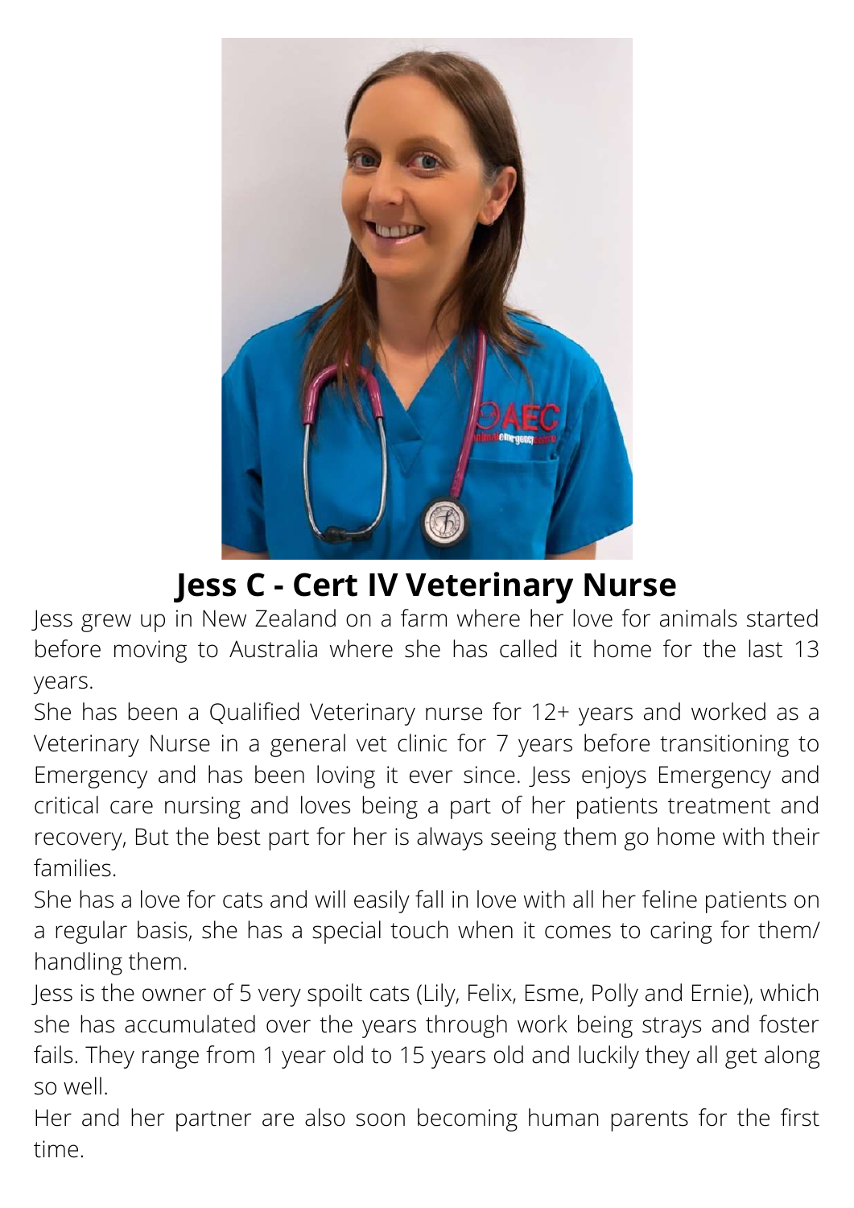# Jess C - Cert IV Veterinary Nurse

Jess grew up in New Zealand on a farm where her love for animals started before moving to Australia where she has called it home for the last 13 years.

She has been a Qualified Veterinary nurse for 12+ years and worked as a Veterinary Nurse in a general vet clinic for 7 years before transitioning to Emergency and has been loving it ever since. Jess enjoys Emergency and critical care nursing and loves being a part of her patients treatment and recovery, But the best part for her is always seeing them go home with their families.

She has a love for cats and will easily fall in love with all her feline patients on a regular basis, she has a special touch when it comes to caring for them/ handling them.

Jess is the owner of 5 very spoilt cats (Lily, Felix, Esme, Polly and Ernie), which she has accumulated over the years through work being strays and foster fails. They range from 1 year old to 15 years old and luckily they all get along so well.

Her and her partner are also soon becoming human parents for the first time.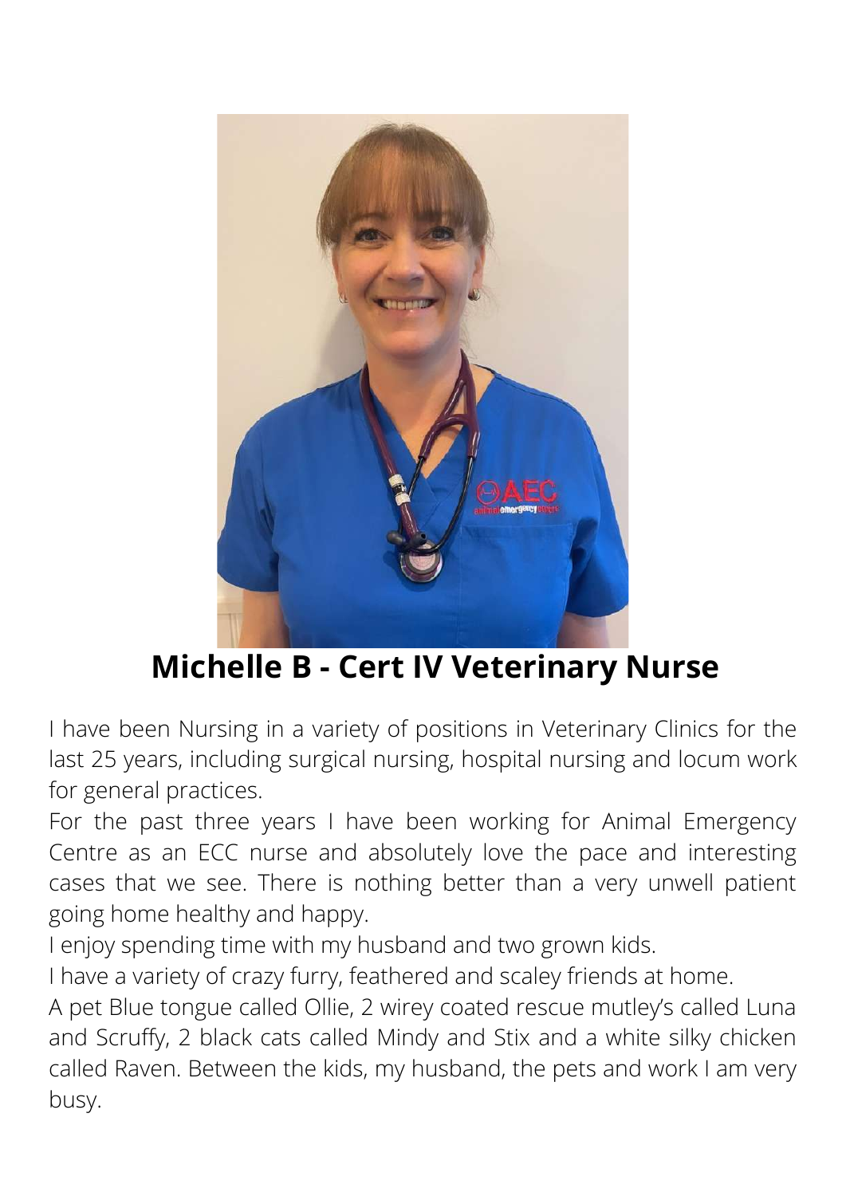## Michelle B - Cert IV Veterinary Nurse

I have been Nursing in a variety of positions in Veterinary Clinics for the last 25 years, including surgical nursing, hospital nursing and locum work for general practices.

For the past three years I have been working for Animal Emergency Centre as an ECC nurse and absolutely love the pace and interesting cases that we see. There is nothing better than a very unwell patient going home healthy and happy.

I enjoy spending time with my husband and two grown kids.

I have a variety of crazy furry, feathered and scaley friends at home.

A pet Blue tongue called Ollie, 2 wirey coated rescue mutley's called Luna and Scruffy, 2 black cats called Mindy and Stix and a white silky chicken called Raven. Between the kids, my husband, the pets and work I am very busy.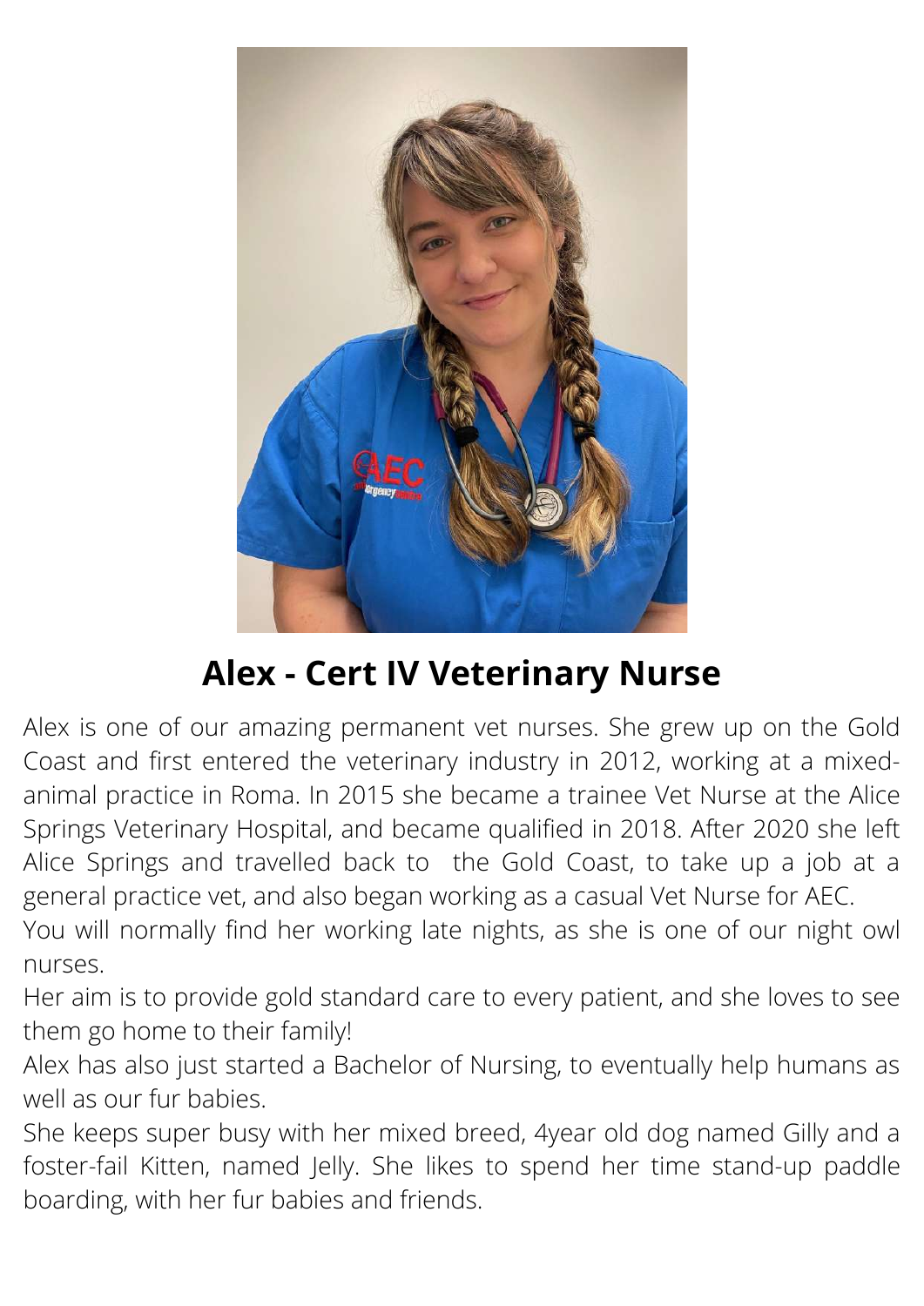## Alex - Cert IV Veterinary Nurse

Alex is one of our amazing permanent vet nurses. She grew up on the Gold Coast and first entered the veterinary industry in 2012, working at a mixed-animal practice in Roma. In 2015 she became a trainee Vet Nurse at the Alice Springs Veterinary Hospital, and became qualified in 2018. After 2020 she left Alice Springs and travelled back to the Gold Coast, to take up a job at a general practice vet, and also began working as a casual Vet Nurse for AEC.

You will normally find her working late nights, as she is one of our night owl nurses.

Her aim is to provide gold standard care to every patient, and she loves to see them go home to their family!

Alex has also just started a Bachelor of Nursing, to eventually help humans as well as our fur babies.

She keeps super busy with her mixed breed, 4year old dog named Gilly and a foster-fail Kitten, named Jelly. She likes to spend her time stand-up paddle boarding, with her fur babies and friends.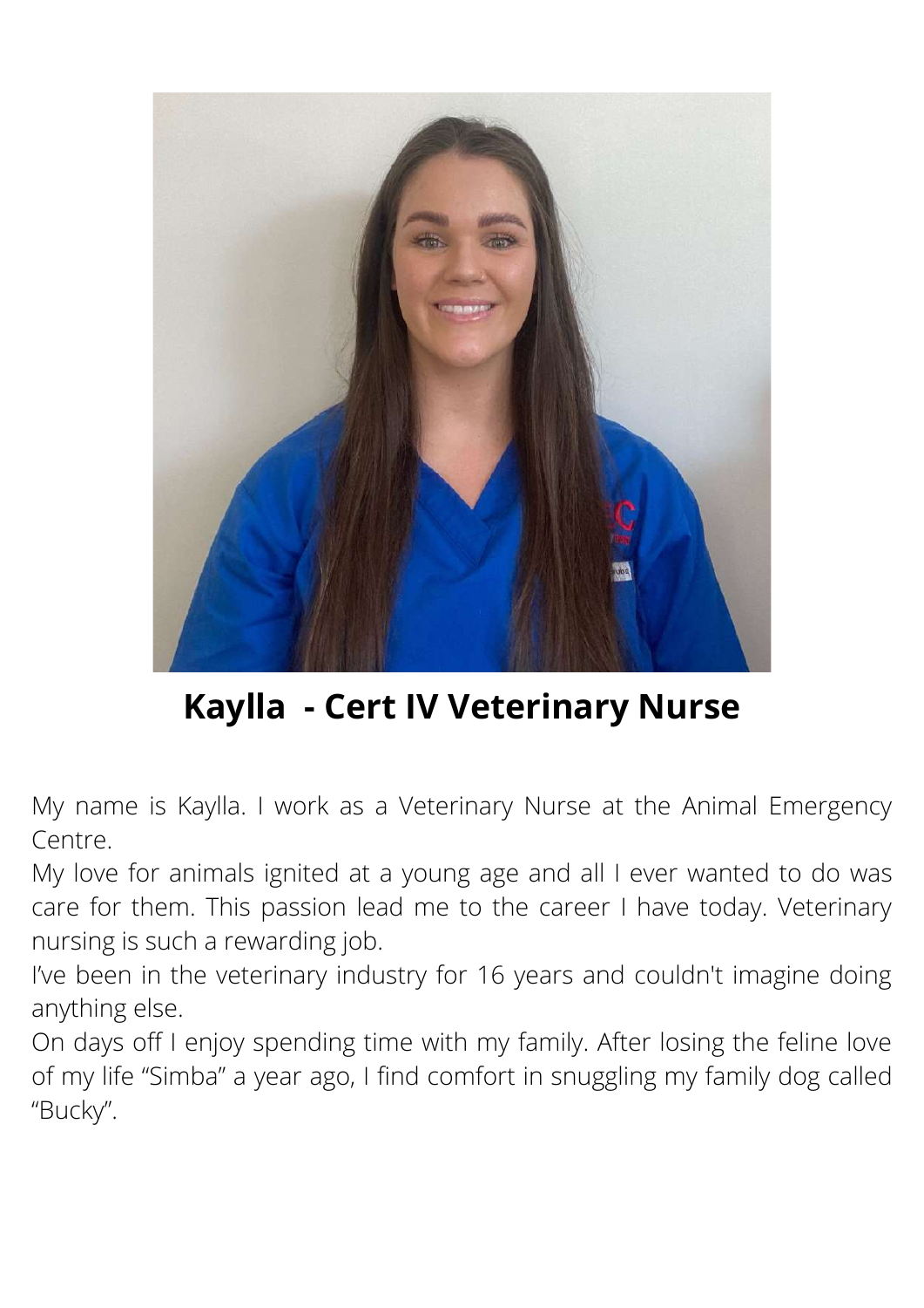## Kaylla - Cert IV Veterinary Nurse

My name is Kaylla. I work as a Veterinary Nurse at the Animal Emergency Centre.

My love for animals ignited at a young age and all I ever wanted to do was care for them. This passion lead me to the career I have today. Veterinary nursing is such a rewarding job.

I've been in the veterinary industry for 16 years and couldn't imagine doing anything else.

On days off I enjoy spending time with my family. After losing the feline love of my life "Simba" a year ago, I find comfort in snuggling my family dog called "Bucky".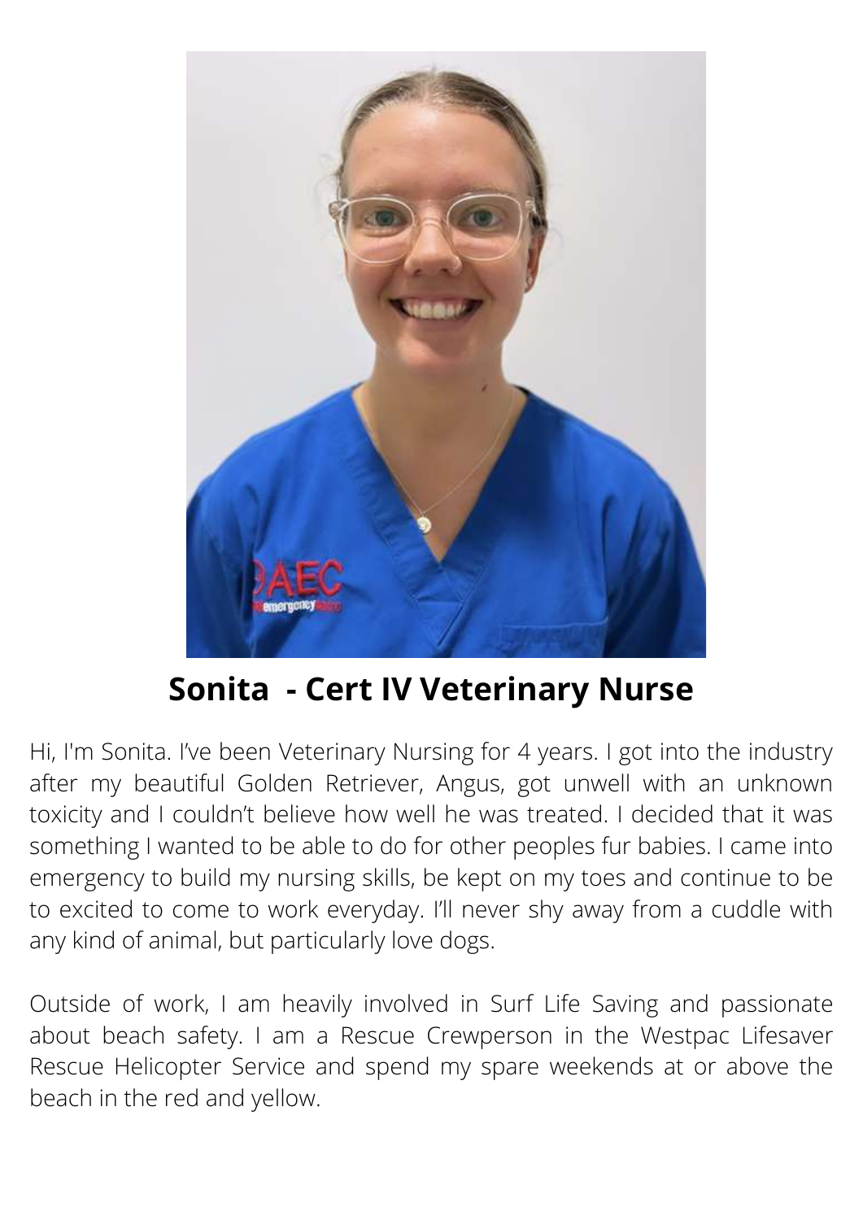## Sonita - Cert IV Veterinary Nurse

Hi, I'm Sonita. I've been Veterinary Nursing for 4 years. I got into the industry after my beautiful Golden Retriever, Angus, got unwell with an unknown toxicity and I couldn't believe how well he was treated. I decided that it was something I wanted to be able to do for other peoples fur babies. I came into emergency to build my nursing skills, be kept on my toes and continue to be to excited to come to work everyday. I'll never shy away from a cuddle with any kind of animal, but particularly love dogs.

Outside of work, I am heavily involved in Surf Life Saving and passionate about beach safety. I am a Rescue Crewperson in the Westpac Lifesaver Rescue Helicopter Service and spend my spare weekends at or above the beach in the red and yellow.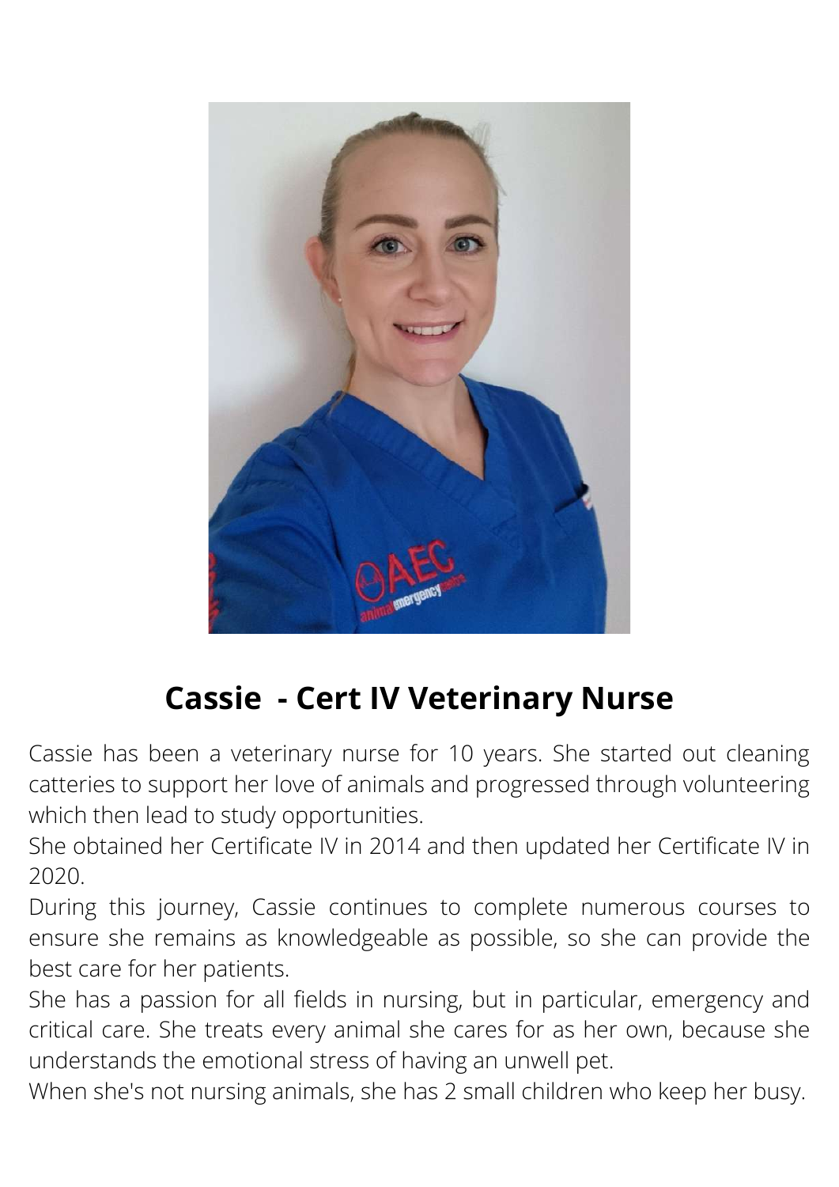## Cassie - Cert IV Veterinary Nurse

Cassie has been a veterinary nurse for 10 years. She started out cleaning catteries to support her love of animals and progressed through volunteering which then lead to study opportunities.

She obtained her Certificate IV in 2014 and then updated her Certificate IV in 2020.

During this journey, Cassie continues to complete numerous courses to ensure she remains as knowledgeable as possible, so she can provide the best care for her patients.

She has a passion for all fields in nursing, but in particular, emergency and critical care. She treats every animal she cares for as her own, because she understands the emotional stress of having an unwell pet.

When she's not nursing animals, she has 2 small children who keep her busy.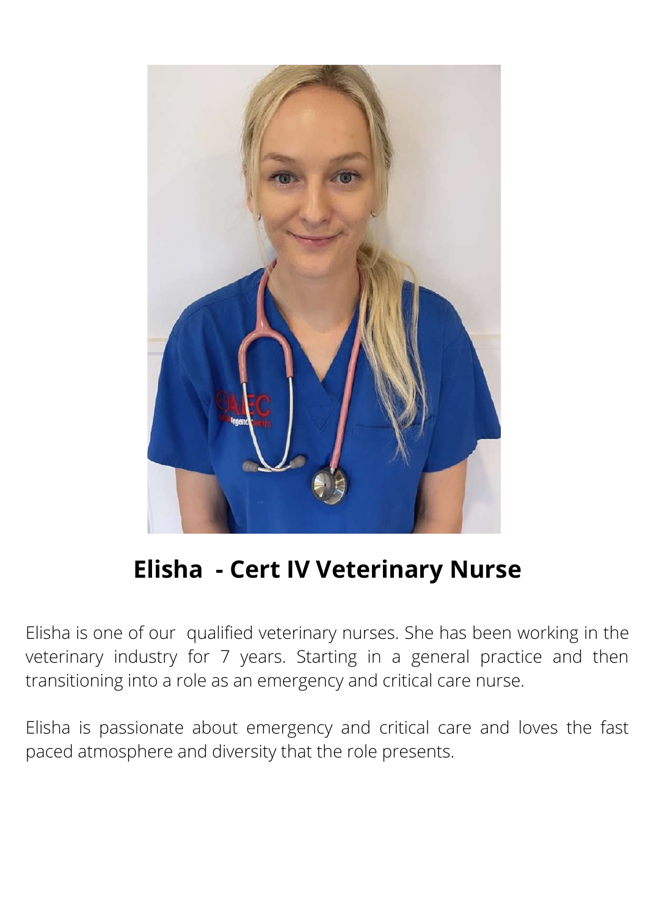## Elisha - Cert IV Veterinary Nurse

Elisha is one of our qualified veterinary nurses. She has been working in the veterinary industry for 7 years. Starting in a general practice and then transitioning into a role as an emergency and critical care nurse.

Elisha is passionate about emergency and critical care and loves the fast paced atmosphere and diversity that the role presents.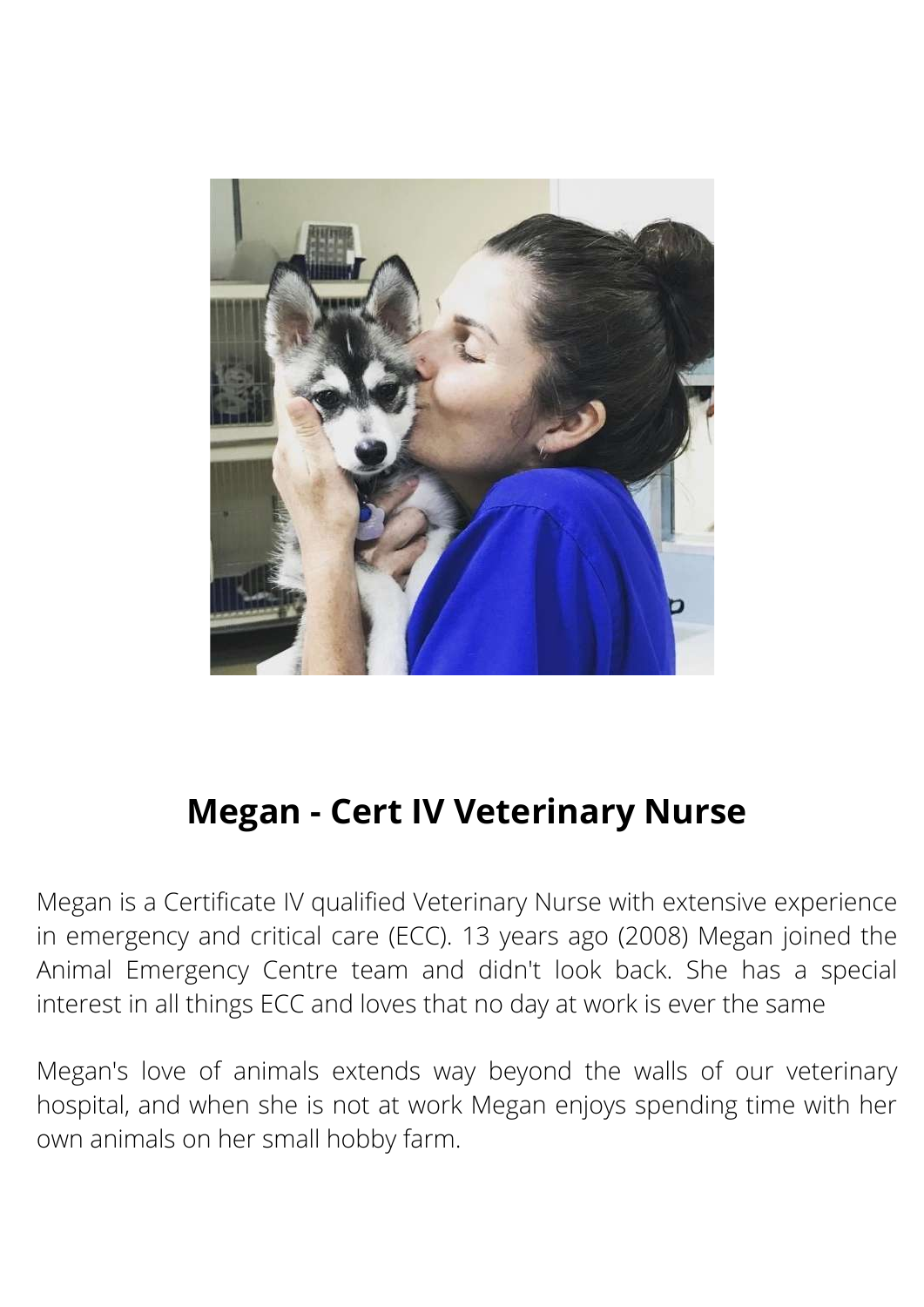## Megan - Cert IV Veterinary Nurse

Megan is a Certificate IV qualified Veterinary Nurse with extensive experience in emergency and critical care (ECC). 13 years ago (2008) Megan joined the Animal Emergency Centre team and didn't look back. She has a special interest in all things ECC and loves that no day at work is ever the same

Megan's love of animals extends way beyond the walls of our veterinary hospital, and when she is not at work Megan enjoys spending time with her own animals on her small hobby farm.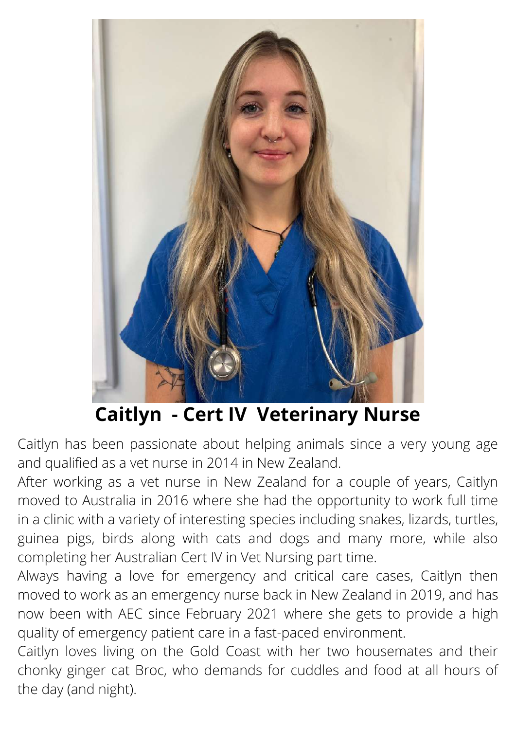## Caitlyn - Cert IV Veterinary Nurse

Caitlyn has been passionate about helping animals since a very young age and qualified as a vet nurse in 2014 in New Zealand.

After working as a vet nurse in New Zealand for a couple of years, Caitlyn moved to Australia in 2016 where she had the opportunity to work full time in a clinic with a variety of interesting species including snakes, lizards, turtles, guinea pigs, birds along with cats and dogs and many more, while also completing her Australian Cert IV in Vet Nursing part time.

Always having a love for emergency and critical care cases, Caitlyn then moved to work as an emergency nurse back in New Zealand in 2019, and has now been with AEC since February 2021 where she gets to provide a high quality of emergency patient care in a fast-paced environment.

Caitlyn loves living on the Gold Coast with her two housemates and their chonky ginger cat Broc, who demands for cuddles and food at all hours of the day (and night).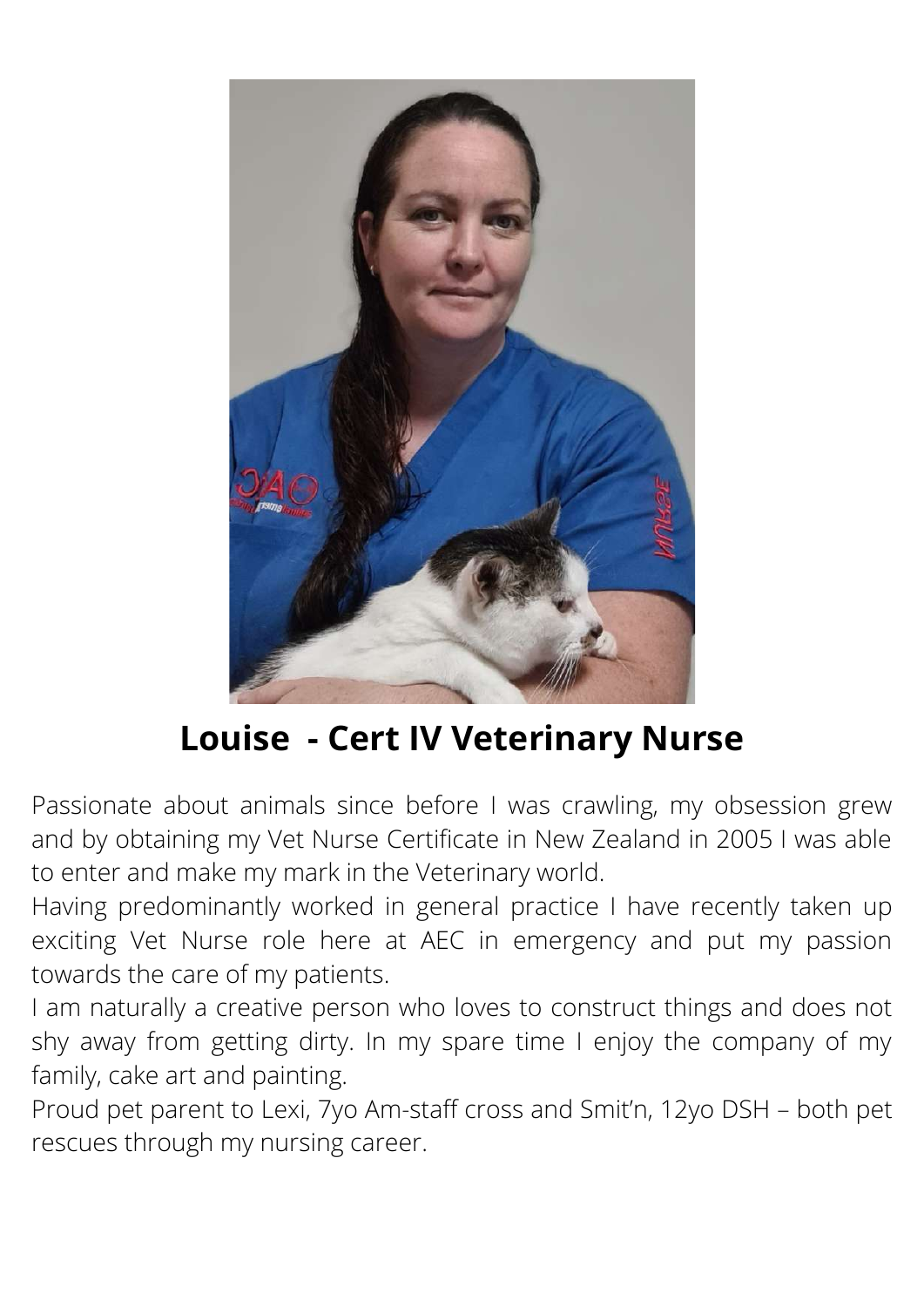## Louise - Cert IV Veterinary Nurse

Passionate about animals since before I was crawling, my obsession grew and by obtaining my Vet Nurse Certificate in New Zealand in 2005 I was able to enter and make my mark in the Veterinary world.

Having predominantly worked in general practice I have recently taken up exciting Vet Nurse role here at AEC in emergency and put my passion towards the care of my patients.

I am naturally a creative person who loves to construct things and does not shy away from getting dirty. In my spare time I enjoy the company of my family, cake art and painting.

Proud pet parent to Lexi, 7yo Am-staff cross and Smit'n, 12yo DSH – both pet rescues through my nursing career.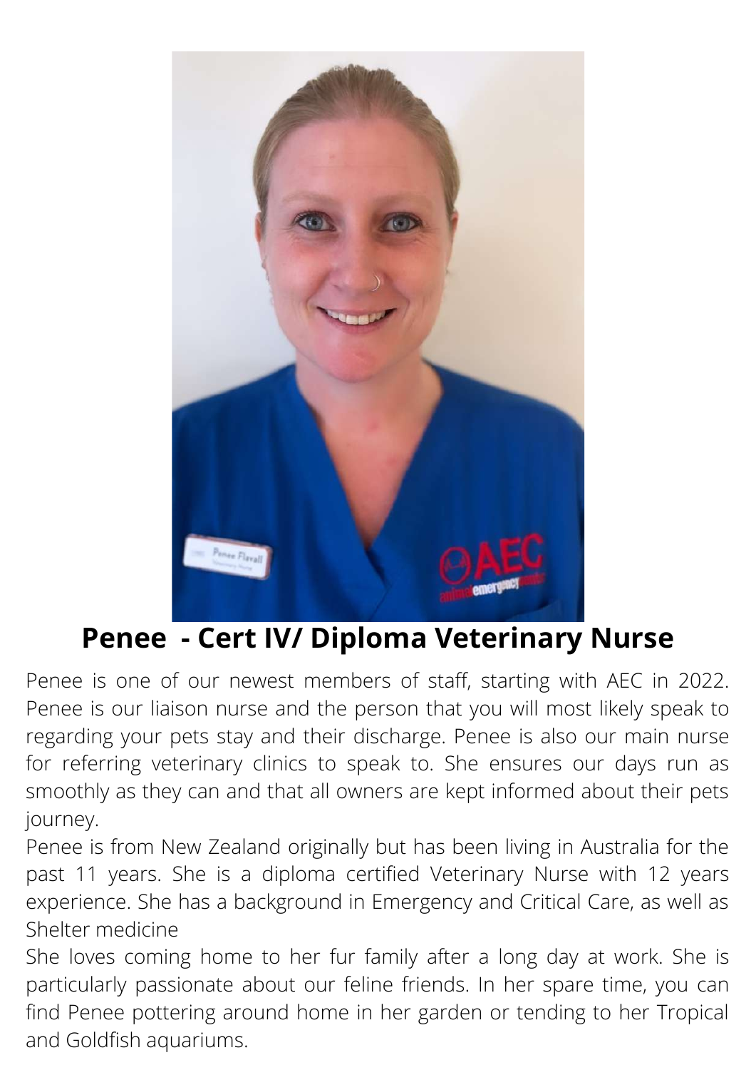## Penee - Cert IV/ Diploma Veterinary Nurse

Penee is one of our newest members of staff, starting with AEC in 2022. Penee is our liaison nurse and the person that you will most likely speak to regarding your pets stay and their discharge. Penee is also our main nurse for referring veterinary clinics to speak to. She ensures our days run as smoothly as they can and that all owners are kept informed about their pets journey.

Penee is from New Zealand originally but has been living in Australia for the past 11 years. She is a diploma certified Veterinary Nurse with 12 years experience. She has a background in Emergency and Critical Care, as well as Shelter medicine

She loves coming home to her fur family after a long day at work. She is particularly passionate about our feline friends. In her spare time, you can find Penee pottering around home in her garden or tending to her Tropical and Goldfish aquariums.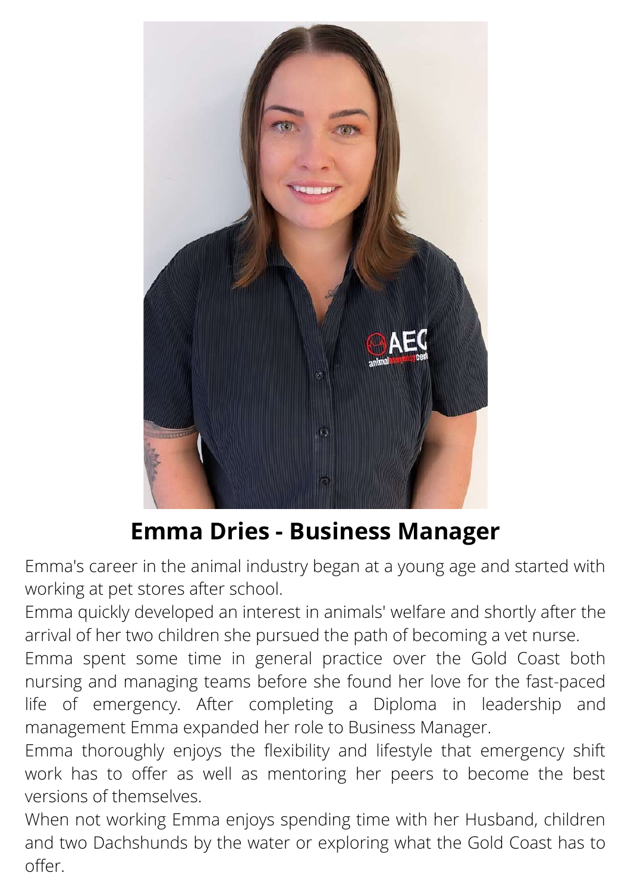## Emma Dries - Business Manager

Emma's career in the animal industry began at a young age and started with working at pet stores after school.

Emma quickly developed an interest in animals' welfare and shortly after the arrival of her two children she pursued the path of becoming a vet nurse.

Emma spent some time in general practice over the Gold Coast both nursing and managing teams before she found her love for the fast-paced life of emergency. After completing a Diploma in leadership and management Emma expanded her role to Business Manager.

Emma thoroughly enjoys the flexibility and lifestyle that emergency shift work has to offer as well as mentoring her peers to become the best versions of themselves.

When not working Emma enjoys spending time with her Husband, children and two Dachshunds by the water or exploring what the Gold Coast has to offer.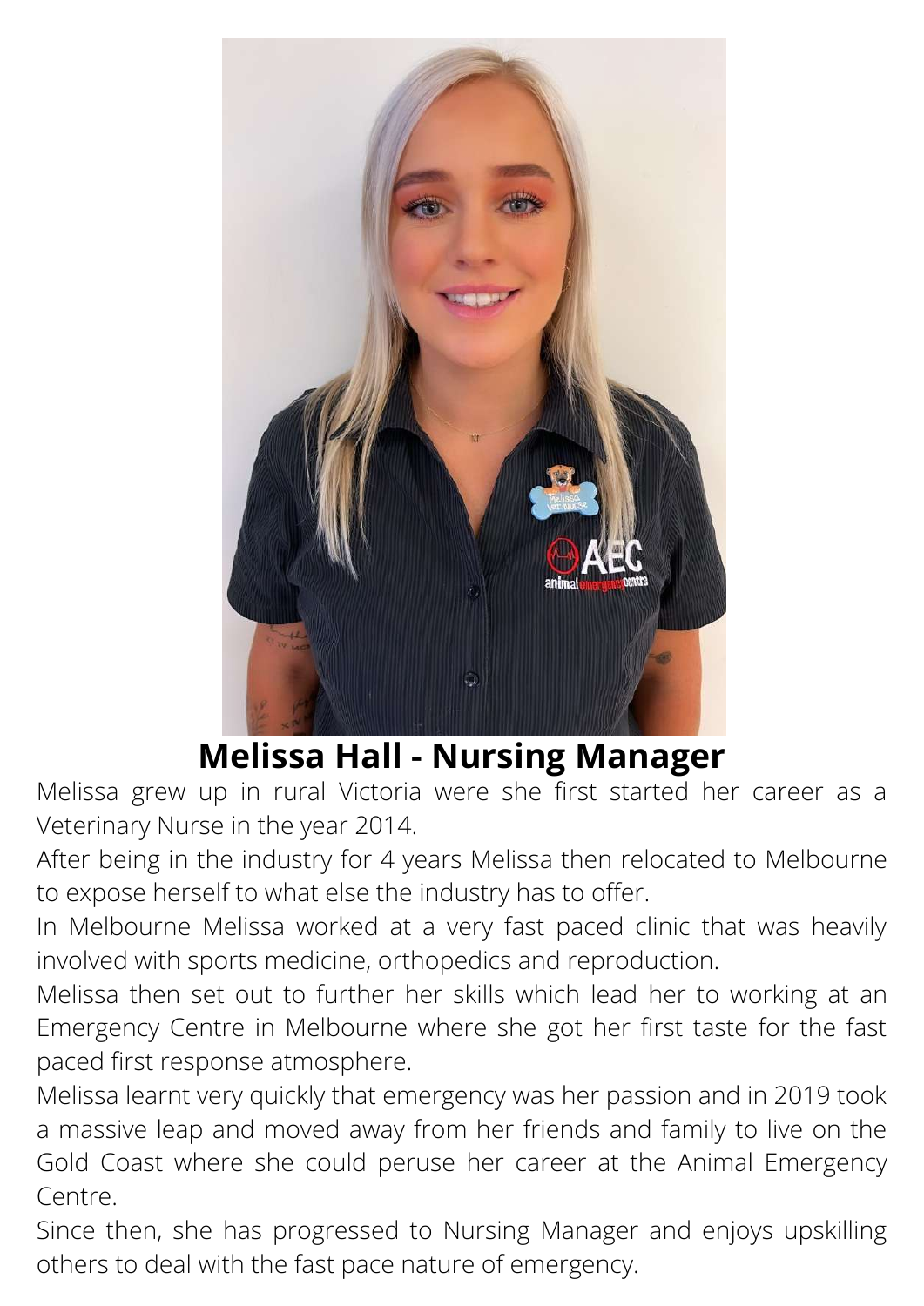## Melissa Hall - Nursing Manager

Melissa grew up in rural Victoria were she first started her career as a Veterinary Nurse in the year 2014.

After being in the industry for 4 years Melissa then relocated to Melbourne to expose herself to what else the industry has to offer.

In Melbourne Melissa worked at a very fast paced clinic that was heavily involved with sports medicine, orthopedics and reproduction.

Melissa then set out to further her skills which lead her to working at an Emergency Centre in Melbourne where she got her first taste for the fast paced first response atmosphere.

Melissa learnt very quickly that emergency was her passion and in 2019 took a massive leap and moved away from her friends and family to live on the Gold Coast where she could peruse her career at the Animal Emergency Centre.

Since then, she has progressed to Nursing Manager and enjoys upskilling others to deal with the fast pace nature of emergency.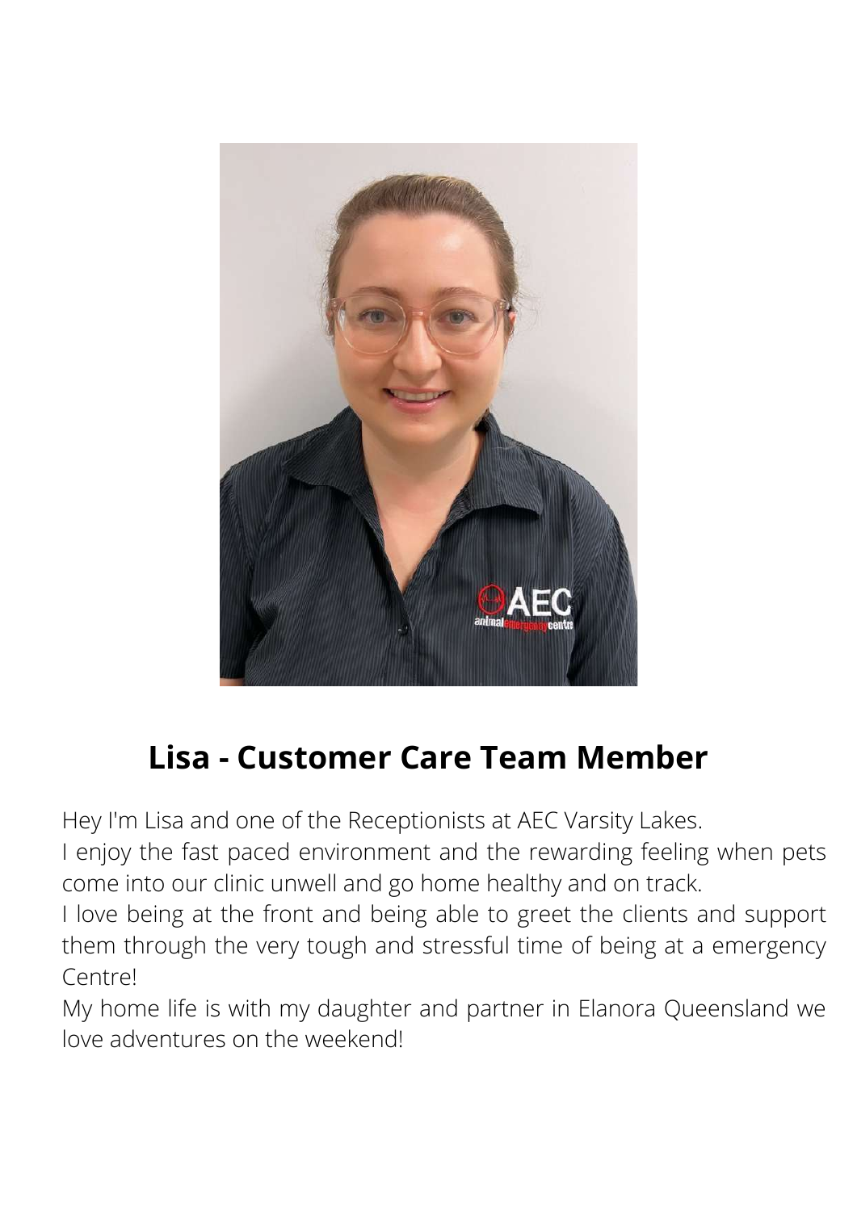## Lisa - Customer Care Team Member

Hey I'm Lisa and one of the Receptionists at AEC Varsity Lakes.
I enjoy the fast paced environment and the rewarding feeling when pets come into our clinic unwell and go home healthy and on track.
I love being at the front and being able to greet the clients and support them through the very tough and stressful time of being at a emergency Centre!
My home life is with my daughter and partner in Elanora Queensland we love adventures on the weekend!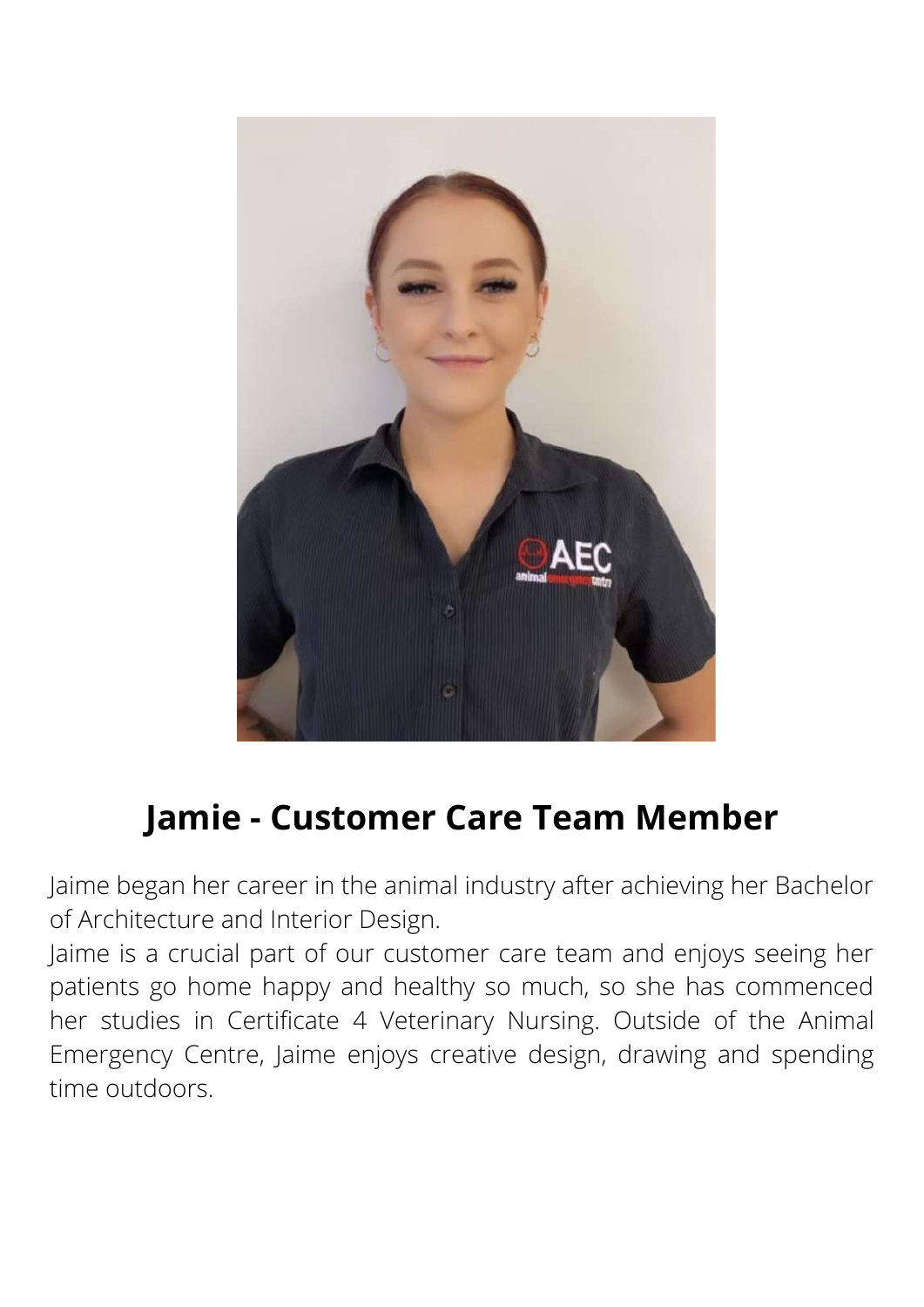## Jamie - Customer Care Team Member

Jaime began her career in the animal industry after achieving her Bachelor of Architecture and Interior Design.
Jaime is a crucial part of our customer care team and enjoys seeing her patients go home happy and healthy so much, so she has commenced her studies in Certificate 4 Veterinary Nursing. Outside of the Animal Emergency Centre, Jaime enjoys creative design, drawing and spending time outdoors.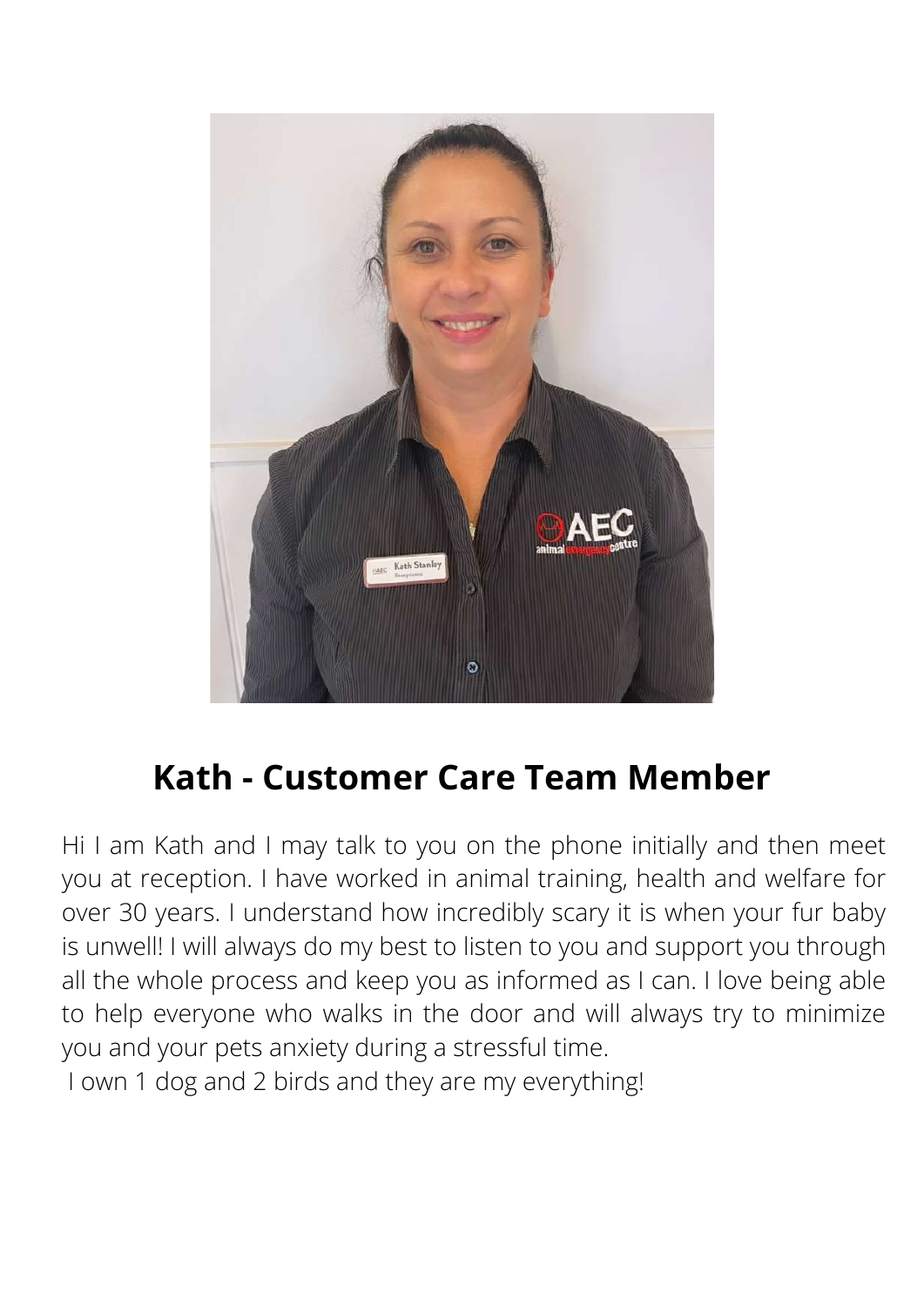## Kath - Customer Care Team Member

Hi I am Kath and I may talk to you on the phone initially and then meet you at reception. I have worked in animal training, health and welfare for over 30 years. I understand how incredibly scary it is when your fur baby is unwell! I will always do my best to listen to you and support you through all the whole process and keep you as informed as I can. I love being able to help everyone who walks in the door and will always try to minimize you and your pets anxiety during a stressful time.

I own 1 dog and 2 birds and they are my everything!